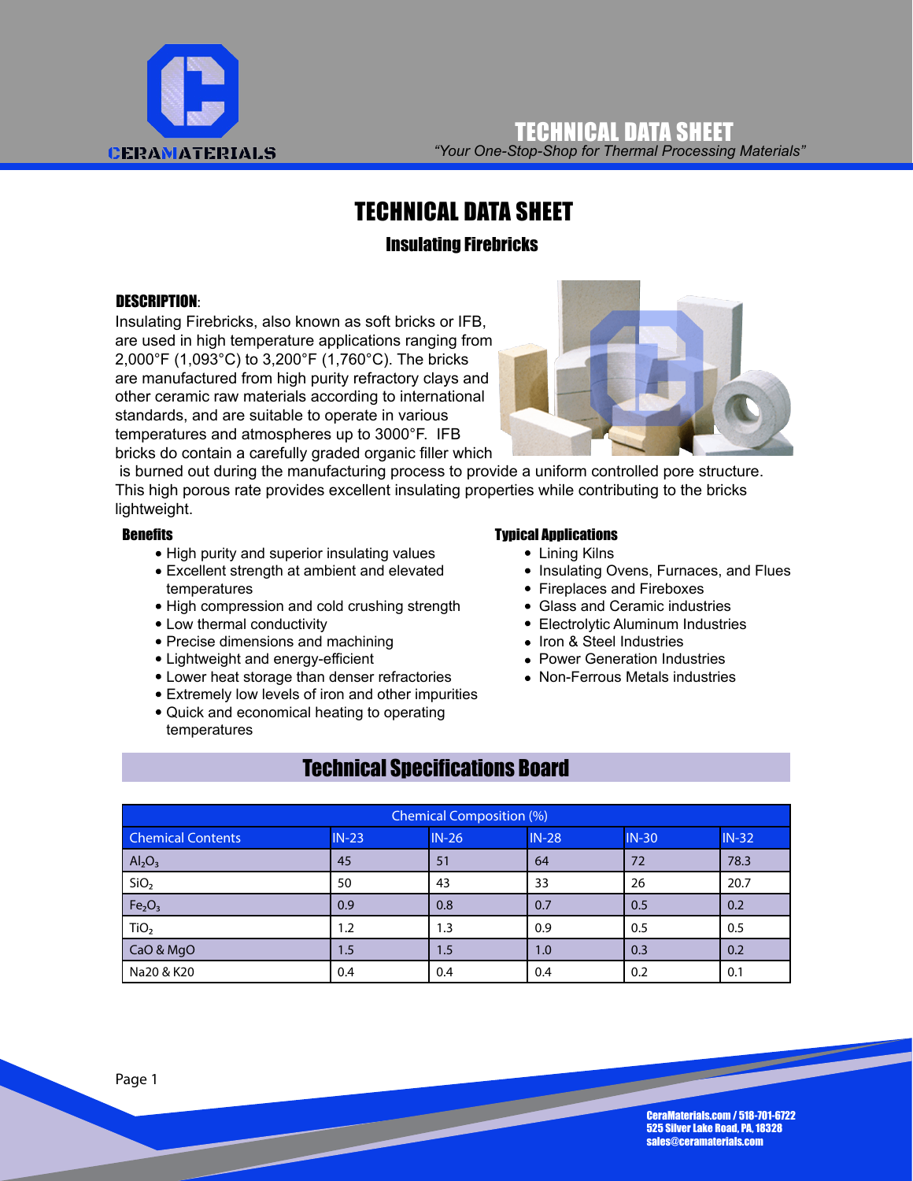# TECHNICAL DATA SHEET

*"Your One-Stop-Shop for Thermal Processing Materials"*

# TECHNICAL DATA SHEET

## Insulating Firebricks

**DESCRIPTION**:

Insulating Firebricks, also known as soft bricks or IFB, are used in high temperature applications ranging from 2,000°F (1,093°C) to 3,200°F (1,760°C). The bricks are manufactured from high purity refractory clays and other ceramic raw materials according to international standards, and are suitable to operate in various temperatures and atmospheres up to 3000°F. IFB bricks do contain a carefully graded organic filler which is burned out during the manufacturing process to provide a uniform controlled pore structure. This high porous rate provides excellent insulating properties while contributing to the bricks lightweight.

### Benefits

- High purity and superior insulating values
- Excellent strength at ambient and elevated temperatures
- High compression and cold crushing strength
- Low thermal conductivity
- Precise dimensions and machining
- Lightweight and energy-efficient
- Lower heat storage than denser refractories
- Extremely low levels of iron and other impurities
- Quick and economical heating to operating temperatures

### Typical Applications

- Lining Kilns
- Insulating Ovens, Furnaces, and Flues
- Fireplaces and Fireboxes
- Glass and Ceramic industries
- Electrolytic Aluminum Industries
- Iron & Steel Industries
- Power Generation Industries
- Non-Ferrous Metals industries

## Technical Specifications Board

| Chemical Composition (%) | | | | | |
|---|---|---|---|---|---|
| Chemical Contents | IN-23 | IN-26 | IN-28 | IN-30 | IN-32 |
| $Al_2O_3$ | 45 | 51 | 64 | 72 | 78.3 |
| $SiO_2$ | 50 | 43 | 33 | 26 | 20.7 |
| $Fe_2O_3$ | 0.9 | 0.8 | 0.7 | 0.5 | 0.2 |
| $TiO_2$ | 1.2 | 1.3 | 0.9 | 0.5 | 0.5 |
| CaO & MgO | 1.5 | 1.5 | 1.0 | 0.3 | 0.2 |
| Na20 & K20 | 0.4 | 0.4 | 0.4 | 0.2 | 0.1 |

CeraMaterials.com / 518-701-6722
525 Silver Lake Road, PA, 18328
sales@ceramaterials.com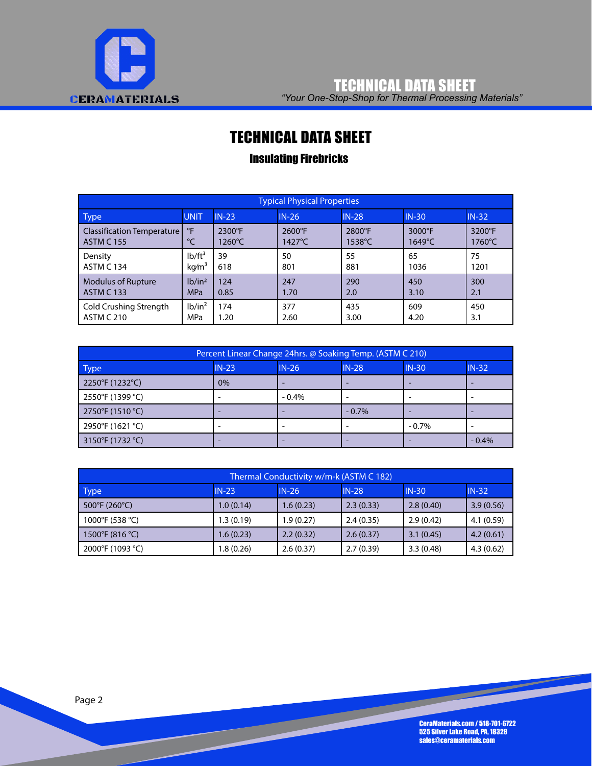# TECHNICAL DATA SHEET

## Insulating Firebricks

| Typical Physical Properties | | | | | | |
|---|---|---|---|---|---|---|
| Type | UNIT | IN-23 | IN-26 | IN-28 | IN-30 | IN-32 |
| Classification Temperature ASTM C 155 | °F °C | 2300°F 1260°C | 2600°F 1427°C | 2800°F 1538°C | 3000°F 1649°C | 3200°F 1760°C |
| Density ASTM C 134 | $lb/ft^3$ $kg/m^3$ | 39 618 | 50 801 | 55 881 | 65 1036 | 75 1201 |
| Modulus of Rupture ASTM C 133 | $lb/in^2$ MPa | 124 0.85 | 247 1.70 | 290 2.0 | 450 3.10 | 300 2.1 |
| Cold Crushing Strength ASTM C 210 | $lb/in^2$ MPa | 174 1.20 | 377 2.60 | 435 3.00 | 609 4.20 | 450 3.1 |

| Percent Linear Change 24hrs. @ Soaking Temp. (ASTM C 210) | | | | | |
|---|---|---|---|---|---|
| Type | IN-23 | IN-26 | IN-28 | IN-30 | IN-32 |
| 2250°F (1232°C) | 0% | - | - | - | - |
| 2550°F (1399 °C) | - | - 0.4% | - | - | - |
| 2750°F (1510 °C) | - | - | - 0.7% | - | - |
| 2950°F (1621 °C) | - | - | - | - 0.7% | - |
| 3150°F (1732 °C) | - | - | - | - | - 0.4% |

| Thermal Conductivity w/m-k (ASTM C 182) | | | | | |
|---|---|---|---|---|---|
| Type | IN-23 | IN-26 | IN-28 | IN-30 | IN-32 |
| 500°F (260°C) | 1.0 (0.14) | 1.6 (0.23) | 2.3 (0.33) | 2.8 (0.40) | 3.9 (0.56) |
| 1000°F (538 °C) | 1.3 (0.19) | 1.9 (0.27) | 2.4 (0.35) | 2.9 (0.42) | 4.1 (0.59) |
| 1500°F (816 °C) | 1.6 (0.23) | 2.2 (0.32) | 2.6 (0.37) | 3.1 (0.45) | 4.2 (0.61) |
| 2000°F (1093 °C) | 1.8 (0.26) | 2.6 (0.37) | 2.7 (0.39) | 3.3 (0.48) | 4.3 (0.62) |

CeraMaterials.com / 518-701-6722
525 Silver Lake Road, PA, 18328
sales@ceramaterials.com